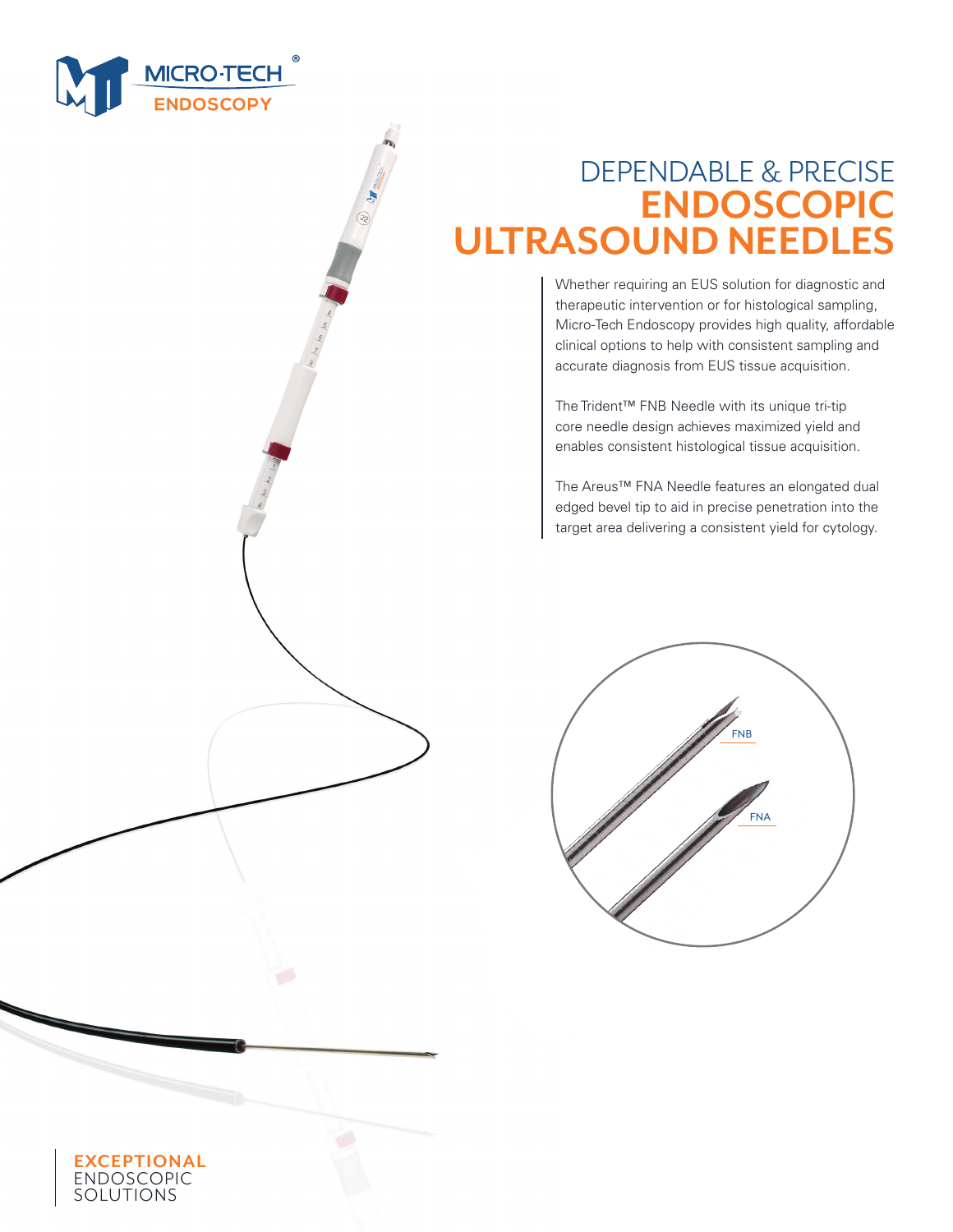MICRO·TECH®
ENDOSCOPY

# DEPENDABLE & PRECISE ENDOSCOPIC ULTRASOUND NEEDLES

Whether requiring an EUS solution for diagnostic and therapeutic intervention or for histological sampling, Micro-Tech Endoscopy provides high quality, affordable clinical options to help with consistent sampling and accurate diagnosis from EUS tissue acquisition.

The Trident™ FNB Needle with its unique tri-tip core needle design achieves maximized yield and enables consistent histological tissue acquisition.

The Areus™ FNA Needle features an elongated dual edged bevel tip to aid in precise penetration into the target area delivering a consistent yield for cytology.

FNB

FNA

**EXCEPTIONAL**
ENDOSCOPIC
SOLUTIONS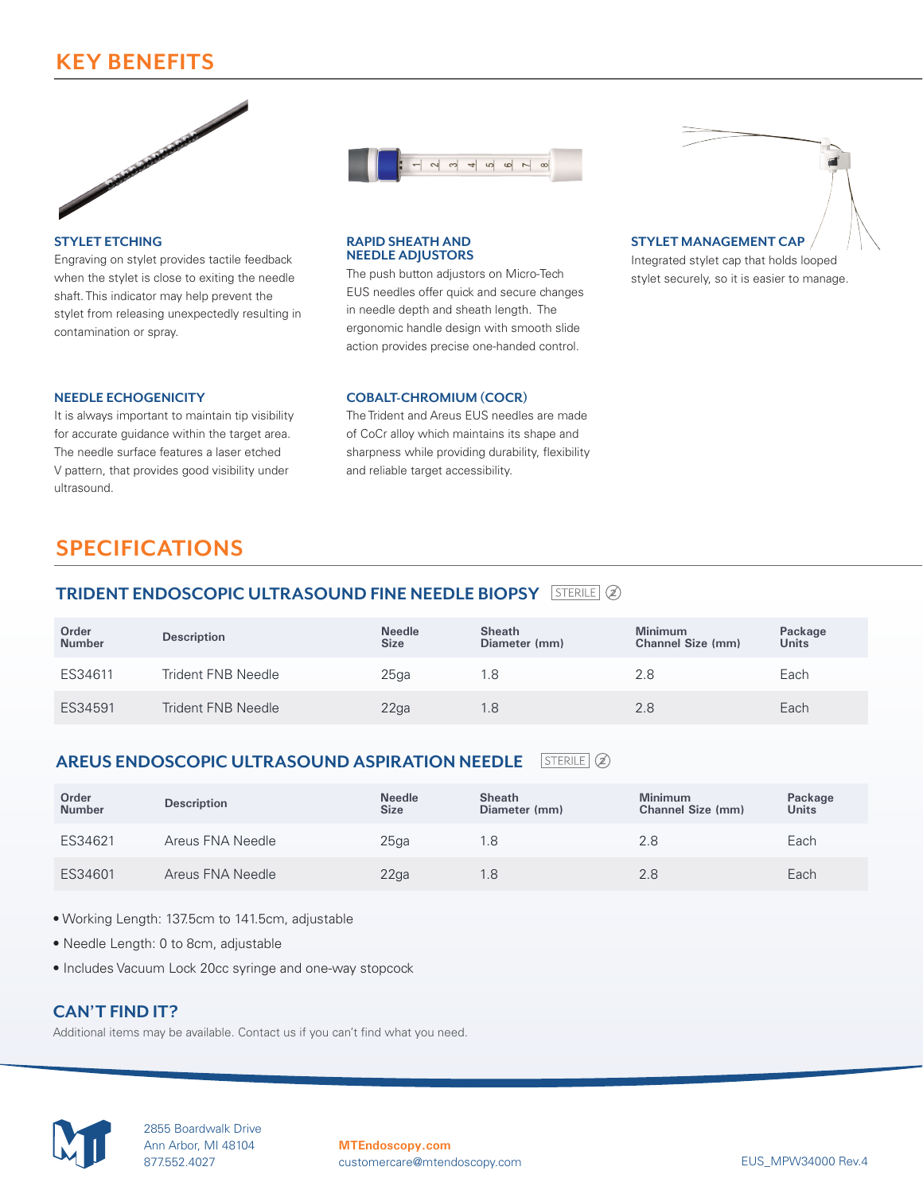## KEY BENEFITS

### STYLET ETCHING

Engraving on stylet provides tactile feedback when the stylet is close to exiting the needle shaft. This indicator may help prevent the stylet from releasing unexpectedly resulting in contamination or spray.

### RAPID SHEATH AND NEEDLE ADJUSTORS

The push button adjustors on Micro-Tech EUS needles offer quick and secure changes in needle depth and sheath length. The ergonomic handle design with smooth slide action provides precise one-handed control.

### STYLET MANAGEMENT CAP

Integrated stylet cap that holds looped stylet securely, so it is easier to manage.

### NEEDLE ECHOGENICITY

It is always important to maintain tip visibility for accurate guidance within the target area. The needle surface features a laser etched V pattern, that provides good visibility under ultrasound.

### COBALT-CHROMIUM (COCR)

The Trident and Areus EUS needles are made of CoCr alloy which maintains its shape and sharpness while providing durability, flexibility and reliable target accessibility.

## SPECIFICATIONS

### TRIDENT ENDOSCOPIC ULTRASOUND FINE NEEDLE BIOPSY STERILE

| Order Number | Description | Needle Size | Sheath Diameter (mm) | Minimum Channel Size (mm) | Package Units |
|---|---|---|---|---|---|
| ES34611 | Trident FNB Needle | 25ga | 1.8 | 2.8 | Each |
| ES34591 | Trident FNB Needle | 22ga | 1.8 | 2.8 | Each |

### AREUS ENDOSCOPIC ULTRASOUND ASPIRATION NEEDLE STERILE

| Order Number | Description | Needle Size | Sheath Diameter (mm) | Minimum Channel Size (mm) | Package Units |
|---|---|---|---|---|---|
| ES34621 | Areus FNA Needle | 25ga | 1.8 | 2.8 | Each |
| ES34601 | Areus FNA Needle | 22ga | 1.8 | 2.8 | Each |

- Working Length: 137.5cm to 141.5cm, adjustable
- Needle Length: 0 to 8cm, adjustable
- Includes Vacuum Lock 20cc syringe and one-way stopcock

### CAN'T FIND IT?

Additional items may be available. Contact us if you can't find what you need.

2855 Boardwalk Drive
Ann Arbor, MI 48104
877.552.4027

**MTEndoscopy.com**
customercare@mtendoscopy.com

EUS_MPW34000 Rev.4